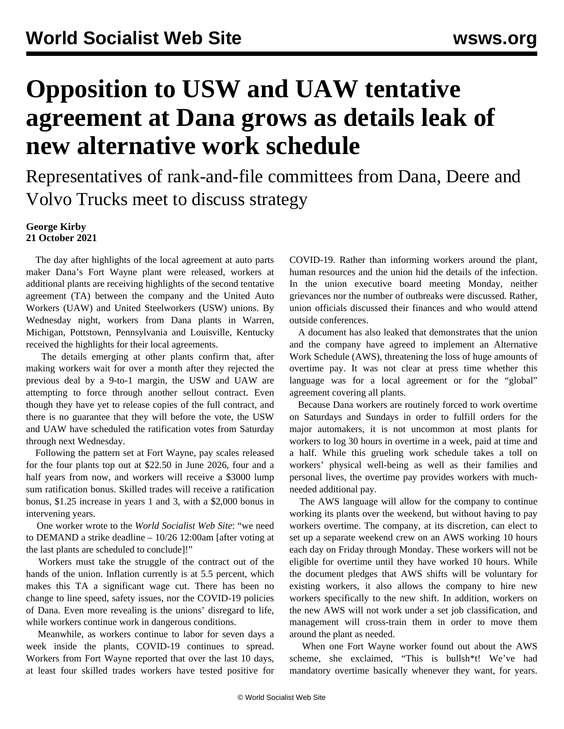# Opposition to USW and UAW tentative agreement at Dana grows as details leak of new alternative work schedule

## Representatives of rank-and-file committees from Dana, Deere and Volvo Trucks meet to discuss strategy

**George Kirby**
**21 October 2021**

The day after highlights of the local agreement at auto parts maker Dana's Fort Wayne plant were released, workers at additional plants are receiving highlights of the second tentative agreement (TA) between the company and the United Auto Workers (UAW) and United Steelworkers (USW) unions. By Wednesday night, workers from Dana plants in Warren, Michigan, Pottstown, Pennsylvania and Louisville, Kentucky received the highlights for their local agreements.

The details emerging at other plants confirm that, after making workers wait for over a month after they rejected the previous deal by a 9-to-1 margin, the USW and UAW are attempting to force through another sellout contract. Even though they have yet to release copies of the full contract, and there is no guarantee that they will before the vote, the USW and UAW have scheduled the ratification votes from Saturday through next Wednesday.

Following the pattern set at Fort Wayne, pay scales released for the four plants top out at $22.50 in June 2026, four and a half years from now, and workers will receive a $3000 lump sum ratification bonus. Skilled trades will receive a ratification bonus, $1.25 increase in years 1 and 3, with a $2,000 bonus in intervening years.

One worker wrote to the *World Socialist Web Site*: "we need to DEMAND a strike deadline – 10/26 12:00am [after voting at the last plants are scheduled to conclude]!"

Workers must take the struggle of the contract out of the hands of the union. Inflation currently is at 5.5 percent, which makes this TA a significant wage cut. There has been no change to line speed, safety issues, nor the COVID-19 policies of Dana. Even more revealing is the unions' disregard to life, while workers continue work in dangerous conditions.

Meanwhile, as workers continue to labor for seven days a week inside the plants, COVID-19 continues to spread. Workers from Fort Wayne reported that over the last 10 days, at least four skilled trades workers have tested positive for COVID-19. Rather than informing workers around the plant, human resources and the union hid the details of the infection. In the union executive board meeting Monday, neither grievances nor the number of outbreaks were discussed. Rather, union officials discussed their finances and who would attend outside conferences.

A document has also leaked that demonstrates that the union and the company have agreed to implement an Alternative Work Schedule (AWS), threatening the loss of huge amounts of overtime pay. It was not clear at press time whether this language was for a local agreement or for the "global" agreement covering all plants.

Because Dana workers are routinely forced to work overtime on Saturdays and Sundays in order to fulfill orders for the major automakers, it is not uncommon at most plants for workers to log 30 hours in overtime in a week, paid at time and a half. While this grueling work schedule takes a toll on workers' physical well-being as well as their families and personal lives, the overtime pay provides workers with much-needed additional pay.

The AWS language will allow for the company to continue working its plants over the weekend, but without having to pay workers overtime. The company, at its discretion, can elect to set up a separate weekend crew on an AWS working 10 hours each day on Friday through Monday. These workers will not be eligible for overtime until they have worked 10 hours. While the document pledges that AWS shifts will be voluntary for existing workers, it also allows the company to hire new workers specifically to the new shift. In addition, workers on the new AWS will not work under a set job classification, and management will cross-train them in order to move them around the plant as needed.

When one Fort Wayne worker found out about the AWS scheme, she exclaimed, "This is bullsh*t! We've had mandatory overtime basically whenever they want, for years.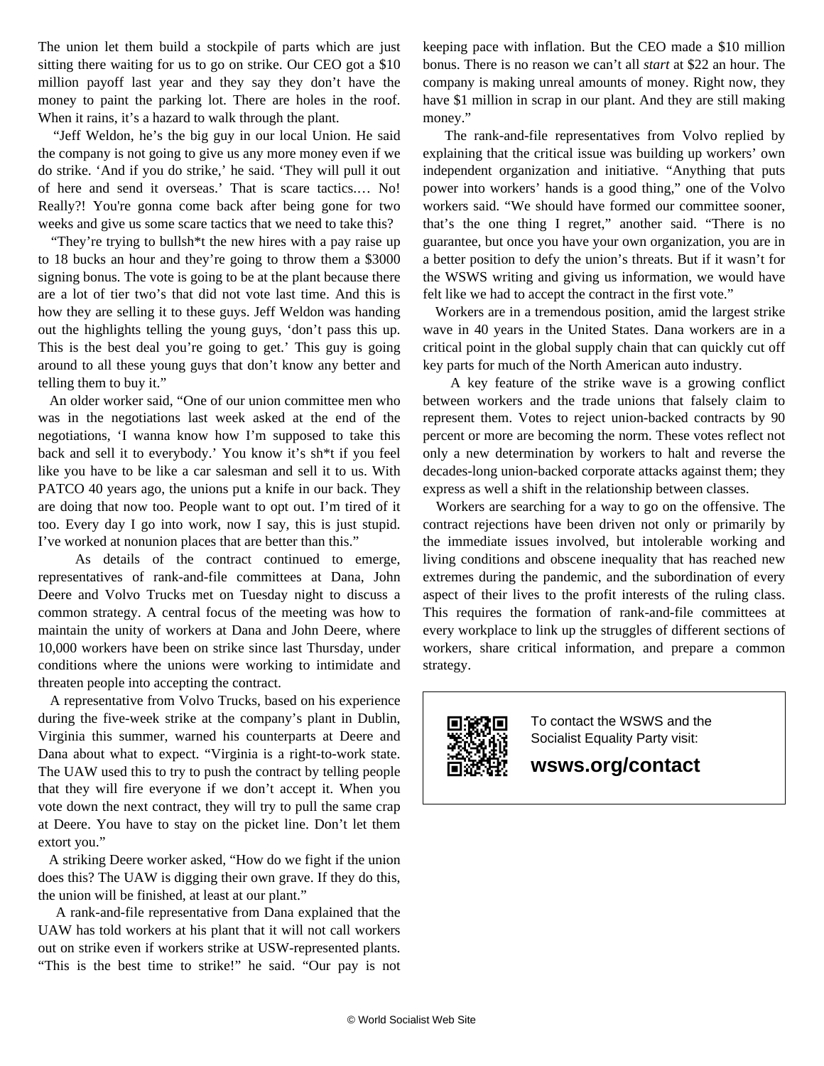The union let them build a stockpile of parts which are just sitting there waiting for us to go on strike. Our CEO got a $10 million payoff last year and they say they don't have the money to paint the parking lot. There are holes in the roof. When it rains, it's a hazard to walk through the plant.

"Jeff Weldon, he's the big guy in our local Union. He said the company is not going to give us any more money even if we do strike. 'And if you do strike,' he said. 'They will pull it out of here and send it overseas.' That is scare tactics.… No! Really?! You're gonna come back after being gone for two weeks and give us some scare tactics that we need to take this?

"They're trying to bullsh*t the new hires with a pay raise up to 18 bucks an hour and they're going to throw them a $3000 signing bonus. The vote is going to be at the plant because there are a lot of tier two's that did not vote last time. And this is how they are selling it to these guys. Jeff Weldon was handing out the highlights telling the young guys, 'don't pass this up. This is the best deal you're going to get.' This guy is going around to all these young guys that don't know any better and telling them to buy it."

An older worker said, "One of our union committee men who was in the negotiations last week asked at the end of the negotiations, 'I wanna know how I'm supposed to take this back and sell it to everybody.' You know it's sh*t if you feel like you have to be like a car salesman and sell it to us. With PATCO 40 years ago, the unions put a knife in our back. They are doing that now too. People want to opt out. I'm tired of it too. Every day I go into work, now I say, this is just stupid. I've worked at nonunion places that are better than this."

As details of the contract continued to emerge, representatives of rank-and-file committees at Dana, John Deere and Volvo Trucks met on Tuesday night to discuss a common strategy. A central focus of the meeting was how to maintain the unity of workers at Dana and John Deere, where 10,000 workers have been on strike since last Thursday, under conditions where the unions were working to intimidate and threaten people into accepting the contract.

A representative from Volvo Trucks, based on his experience during the five-week strike at the company's plant in Dublin, Virginia this summer, warned his counterparts at Deere and Dana about what to expect. "Virginia is a right-to-work state. The UAW used this to try to push the contract by telling people that they will fire everyone if we don't accept it. When you vote down the next contract, they will try to pull the same crap at Deere. You have to stay on the picket line. Don't let them extort you."

A striking Deere worker asked, "How do we fight if the union does this? The UAW is digging their own grave. If they do this, the union will be finished, at least at our plant."

A rank-and-file representative from Dana explained that the UAW has told workers at his plant that it will not call workers out on strike even if workers strike at USW-represented plants. "This is the best time to strike!" he said. "Our pay is not keeping pace with inflation. But the CEO made a $10 million bonus. There is no reason we can't all *start* at $22 an hour. The company is making unreal amounts of money. Right now, they have $1 million in scrap in our plant. And they are still making money."

The rank-and-file representatives from Volvo replied by explaining that the critical issue was building up workers' own independent organization and initiative. "Anything that puts power into workers' hands is a good thing," one of the Volvo workers said. "We should have formed our committee sooner, that's the one thing I regret," another said. "There is no guarantee, but once you have your own organization, you are in a better position to defy the union's threats. But if it wasn't for the WSWS writing and giving us information, we would have felt like we had to accept the contract in the first vote."

Workers are in a tremendous position, amid the largest strike wave in 40 years in the United States. Dana workers are in a critical point in the global supply chain that can quickly cut off key parts for much of the North American auto industry.

A key feature of the strike wave is a growing conflict between workers and the trade unions that falsely claim to represent them. Votes to reject union-backed contracts by 90 percent or more are becoming the norm. These votes reflect not only a new determination by workers to halt and reverse the decades-long union-backed corporate attacks against them; they express as well a shift in the relationship between classes.

Workers are searching for a way to go on the offensive. The contract rejections have been driven not only or primarily by the immediate issues involved, but intolerable working and living conditions and obscene inequality that has reached new extremes during the pandemic, and the subordination of every aspect of their lives to the profit interests of the ruling class. This requires the formation of rank-and-file committees at every workplace to link up the struggles of different sections of workers, share critical information, and prepare a common strategy.

To contact the WSWS and the Socialist Equality Party visit:

**wsws.org/contact**